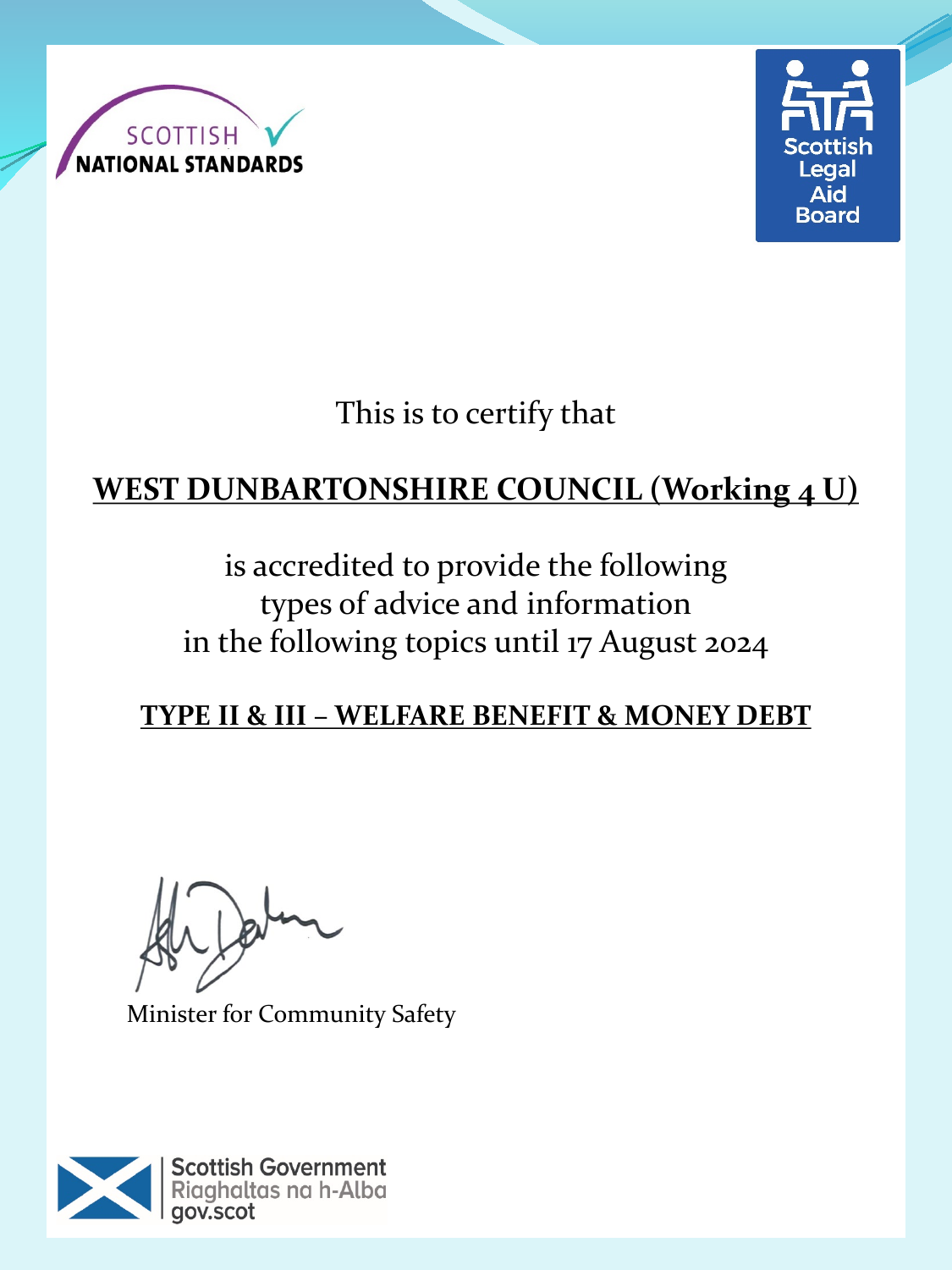SCOTTISH NATIONAL STANDARDS

Scottish Legal Aid Board

This is to certify that

**WEST DUNBARTONSHIRE COUNCIL (Working 4 U)**

is accredited to provide the following types of advice and information in the following topics until 17 August 2024

**TYPE II & III – WELFARE BENEFIT & MONEY DEBT**

Minister for Community Safety

Scottish Government
Riaghaltas na h-Alba
gov.scot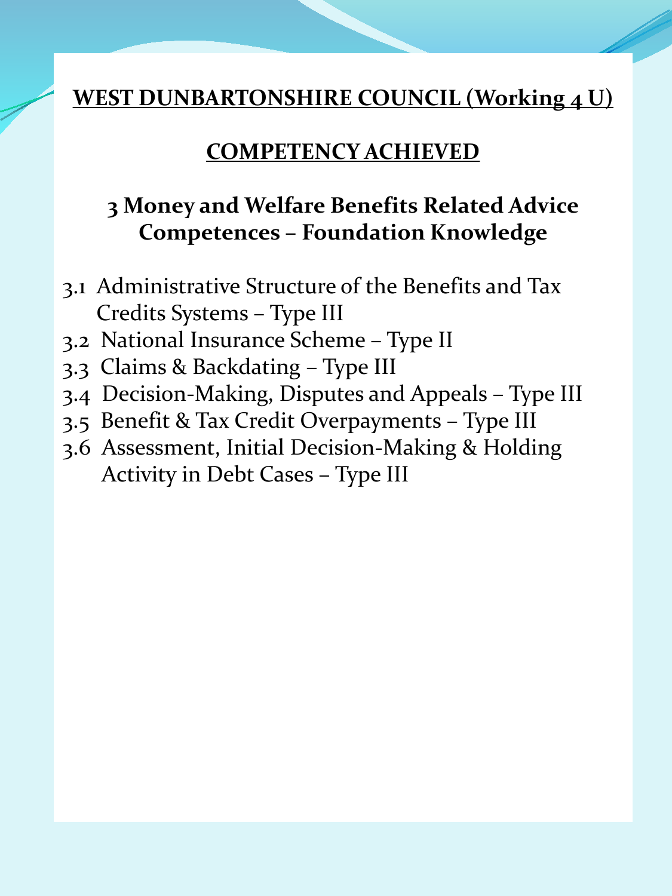## WEST DUNBARTONSHIRE COUNCIL (Working 4 U)

## COMPETENCY ACHIEVED

### 3 Money and Welfare Benefits Related Advice Competences – Foundation Knowledge

- 3.1 Administrative Structure of the Benefits and Tax Credits Systems – Type III
- 3.2 National Insurance Scheme – Type II
- 3.3 Claims & Backdating – Type III
- 3.4 Decision-Making, Disputes and Appeals – Type III
- 3.5 Benefit & Tax Credit Overpayments – Type III
- 3.6 Assessment, Initial Decision-Making & Holding Activity in Debt Cases – Type III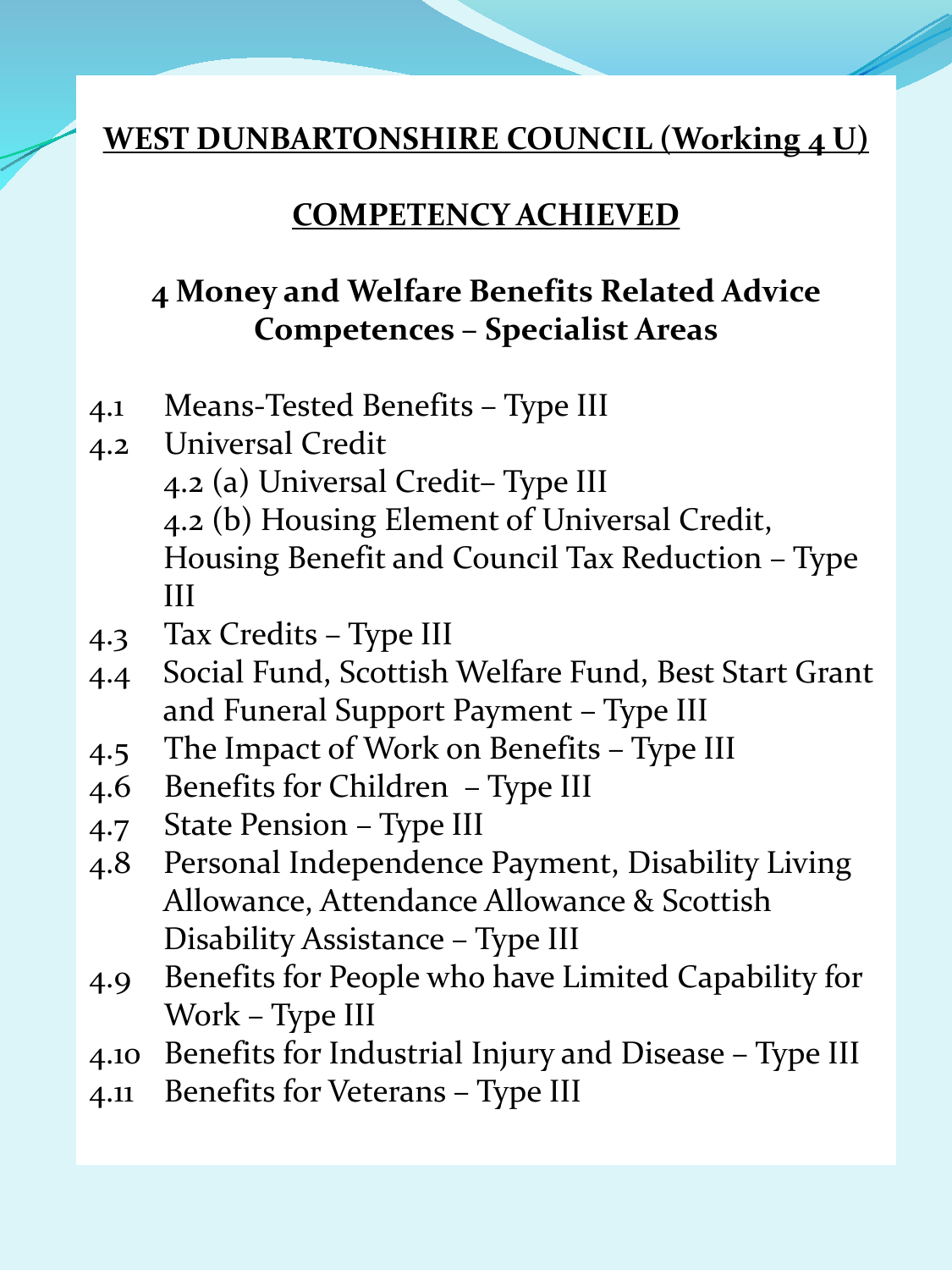## WEST DUNBARTONSHIRE COUNCIL (Working 4 U)

## COMPETENCY ACHIEVED

### 4 Money and Welfare Benefits Related Advice Competences – Specialist Areas

- 4.1 Means-Tested Benefits – Type III
- 4.2 Universal Credit
  - 4.2 (a) Universal Credit– Type III
  - 4.2 (b) Housing Element of Universal Credit, Housing Benefit and Council Tax Reduction – Type III
- 4.3 Tax Credits – Type III
- 4.4 Social Fund, Scottish Welfare Fund, Best Start Grant and Funeral Support Payment – Type III
- 4.5 The Impact of Work on Benefits – Type III
- 4.6 Benefits for Children – Type III
- 4.7 State Pension – Type III
- 4.8 Personal Independence Payment, Disability Living Allowance, Attendance Allowance & Scottish Disability Assistance – Type III
- 4.9 Benefits for People who have Limited Capability for Work – Type III
- 4.10 Benefits for Industrial Injury and Disease – Type III
- 4.11 Benefits for Veterans – Type III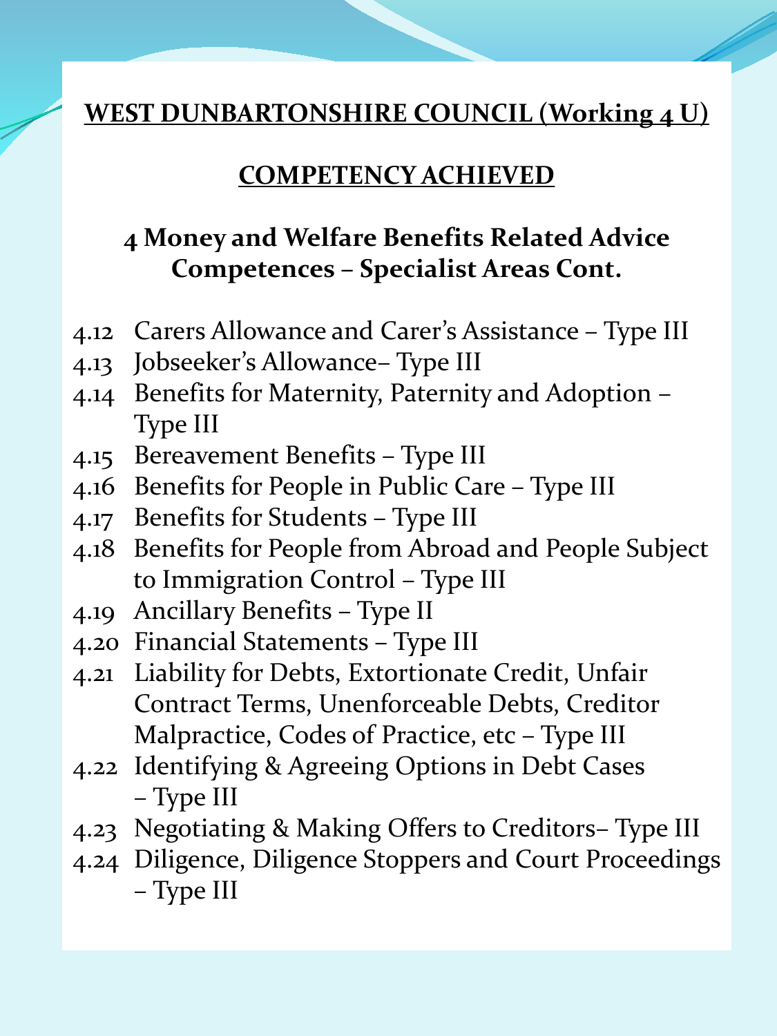# WEST DUNBARTONSHIRE COUNCIL (Working 4 U)

## COMPETENCY ACHIEVED

### 4 Money and Welfare Benefits Related Advice Competences – Specialist Areas Cont.

- 4.12 Carers Allowance and Carer's Assistance – Type III
- 4.13 Jobseeker's Allowance– Type III
- 4.14 Benefits for Maternity, Paternity and Adoption – Type III
- 4.15 Bereavement Benefits – Type III
- 4.16 Benefits for People in Public Care – Type III
- 4.17 Benefits for Students – Type III
- 4.18 Benefits for People from Abroad and People Subject to Immigration Control – Type III
- 4.19 Ancillary Benefits – Type II
- 4.20 Financial Statements – Type III
- 4.21 Liability for Debts, Extortionate Credit, Unfair Contract Terms, Unenforceable Debts, Creditor Malpractice, Codes of Practice, etc – Type III
- 4.22 Identifying & Agreeing Options in Debt Cases – Type III
- 4.23 Negotiating & Making Offers to Creditors– Type III
- 4.24 Diligence, Diligence Stoppers and Court Proceedings – Type III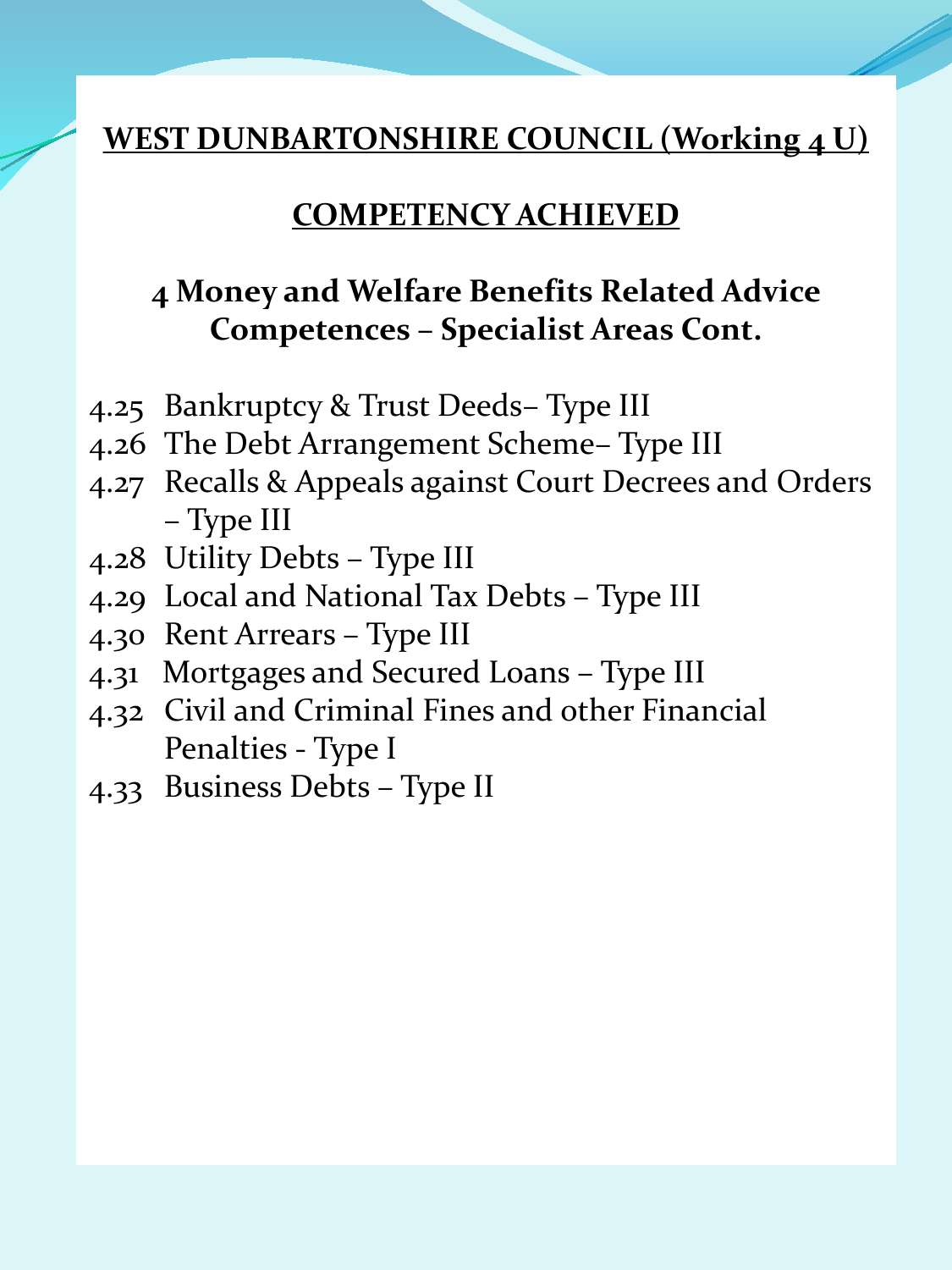# WEST DUNBARTONSHIRE COUNCIL (Working 4 U)

## COMPETENCY ACHIEVED

### 4 Money and Welfare Benefits Related Advice Competences – Specialist Areas Cont.

4.25 Bankruptcy & Trust Deeds– Type III
4.26 The Debt Arrangement Scheme– Type III
4.27 Recalls & Appeals against Court Decrees and Orders – Type III
4.28 Utility Debts – Type III
4.29 Local and National Tax Debts – Type III
4.30 Rent Arrears – Type III
4.31 Mortgages and Secured Loans – Type III
4.32 Civil and Criminal Fines and other Financial Penalties - Type I
4.33 Business Debts – Type II